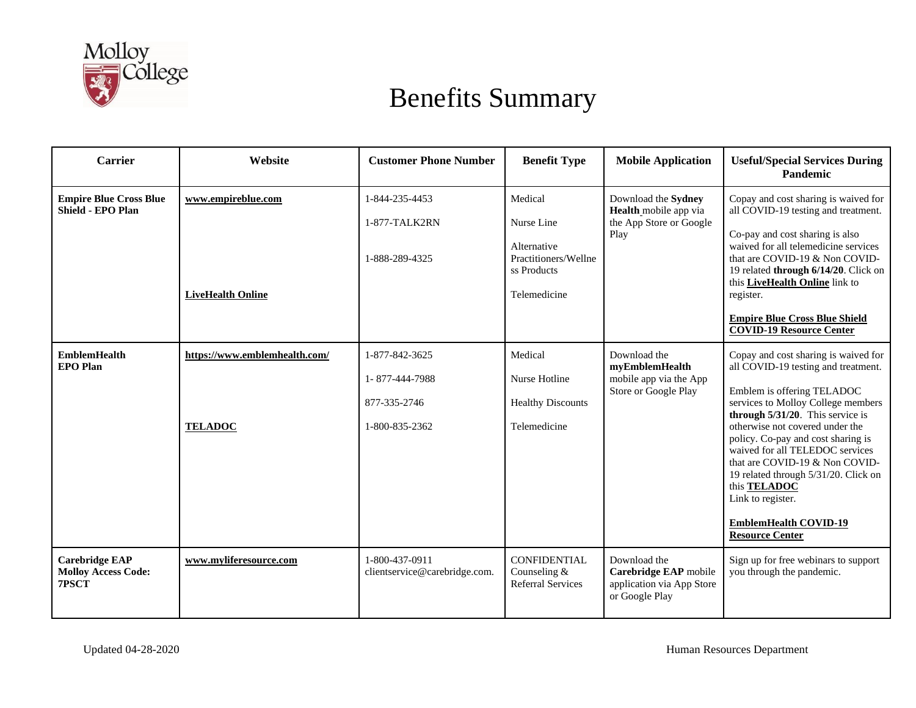# Benefits Summary

| Carrier | Website | Customer Phone Number | Benefit Type | Mobile Application | Useful/Special Services During Pandemic |
|---|---|---|---|---|---|
| **Empire Blue Cross Blue Shield - EPO Plan** | **www.empireblue.com**<br><br>**LiveHealth Online** | 1-844-235-4453<br><br>1-877-TALK2RN<br><br>1-888-289-4325 | Medical<br><br>Nurse Line<br><br>Alternative Practitioners/Wellness Products<br><br>Telemedicine | Download the **Sydney Health** mobile app via the App Store or Google Play | Copay and cost sharing is waived for all COVID-19 testing and treatment.<br><br>Co-pay and cost sharing is also waived for all telemedicine services that are COVID-19 & Non COVID-19 related **through 6/14/20**. Click on this **LiveHealth Online** link to register.<br><br>**Empire Blue Cross Blue Shield COVID-19 Resource Center** |
| **EmblemHealth EPO Plan** | **https://www.emblemhealth.com/**<br><br>**TELADOC** | 1-877-842-3625<br><br>1- 877-444-7988<br><br>877-335-2746<br><br>1-800-835-2362 | Medical<br><br>Nurse Hotline<br><br>Healthy Discounts<br><br>Telemedicine | Download the **myEmblemHealth** mobile app via the App Store or Google Play | Copay and cost sharing is waived for all COVID-19 testing and treatment.<br><br>Emblem is offering TELADOC services to Molloy College members **through 5/31/20**. This service is otherwise not covered under the policy. Co-pay and cost sharing is waived for all TELEDOC services that are COVID-19 & Non COVID-19 related through 5/31/20. Click on this **TELADOC** Link to register.<br><br>**EmblemHealth COVID-19 Resource Center** |
| **Carebridge EAP Molloy Access Code: 7PSCT** | **www.myliferesource.com** | 1-800-437-0911<br>clientservice@carebridge.com. | CONFIDENTIAL Counseling & Referral Services | Download the **Carebridge EAP** mobile application via App Store or Google Play | Sign up for free webinars to support you through the pandemic. |

Updated 04-28-2020

Human Resources Department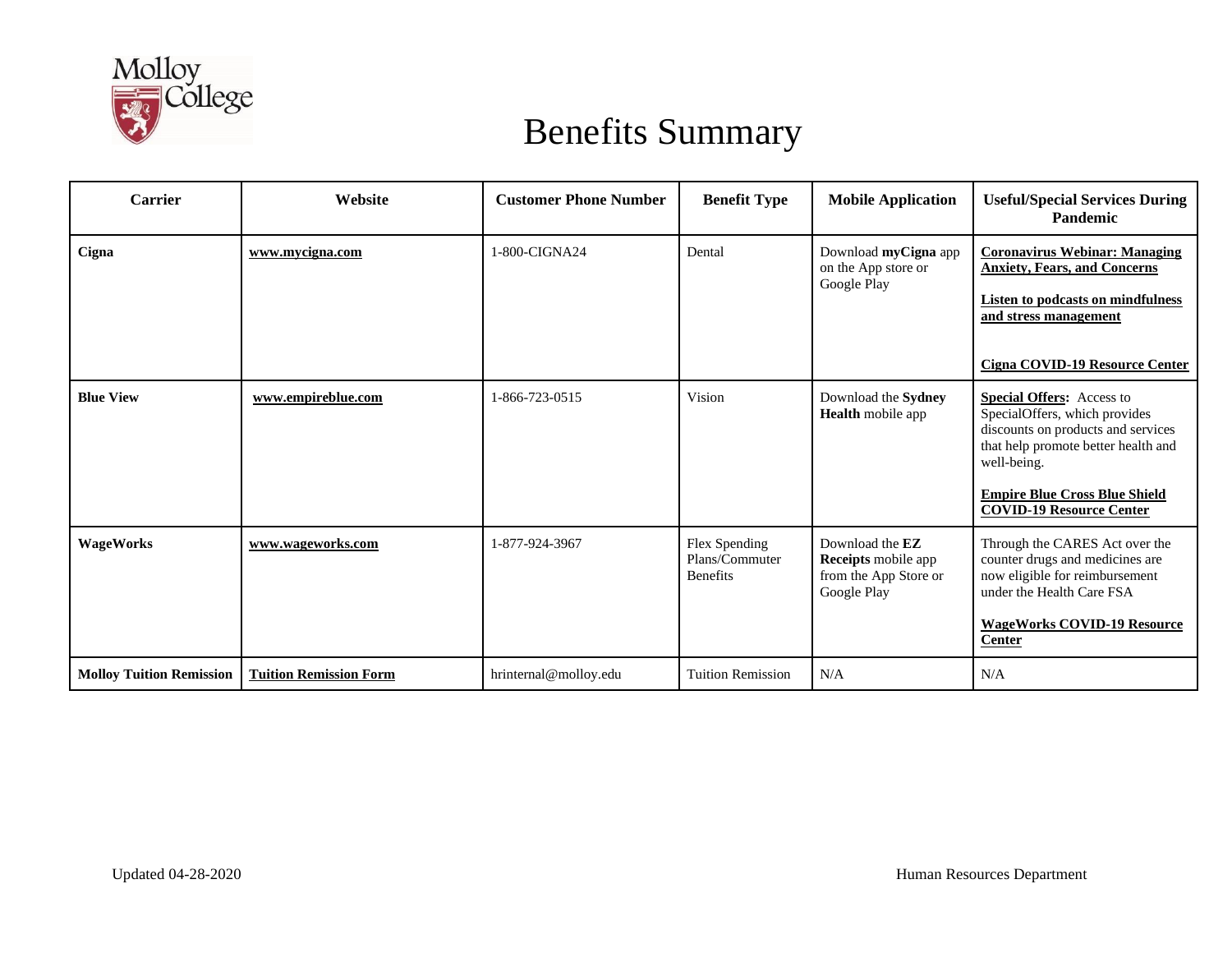# Benefits Summary

| Carrier | Website | Customer Phone Number | Benefit Type | Mobile Application | Useful/Special Services During Pandemic |
|---|---|---|---|---|---|
| **Cigna** | **www.mycigna.com** | 1-800-CIGNA24 | Dental | Download **myCigna** app on the App store or Google Play | **Coronavirus Webinar: Managing Anxiety, Fears, and Concerns**<br><br>**Listen to podcasts on mindfulness and stress management**<br><br>**Cigna COVID-19 Resource Center** |
| **Blue View** | **www.empireblue.com** | 1-866-723-0515 | Vision | Download the **Sydney Health** mobile app | **Special Offers:** Access to SpecialOffers, which provides discounts on products and services that help promote better health and well-being.<br><br>**Empire Blue Cross Blue Shield COVID-19 Resource Center** |
| **WageWorks** | **www.wageworks.com** | 1-877-924-3967 | Flex Spending Plans/Commuter Benefits | Download the **EZ Receipts** mobile app from the App Store or Google Play | Through the CARES Act over the counter drugs and medicines are now eligible for reimbursement under the Health Care FSA<br><br>**WageWorks COVID-19 Resource Center** |
| **Molloy Tuition Remission** | **Tuition Remission Form** | hrinternal@molloy.edu | Tuition Remission | N/A | N/A |

Updated 04-28-2020

Human Resources Department